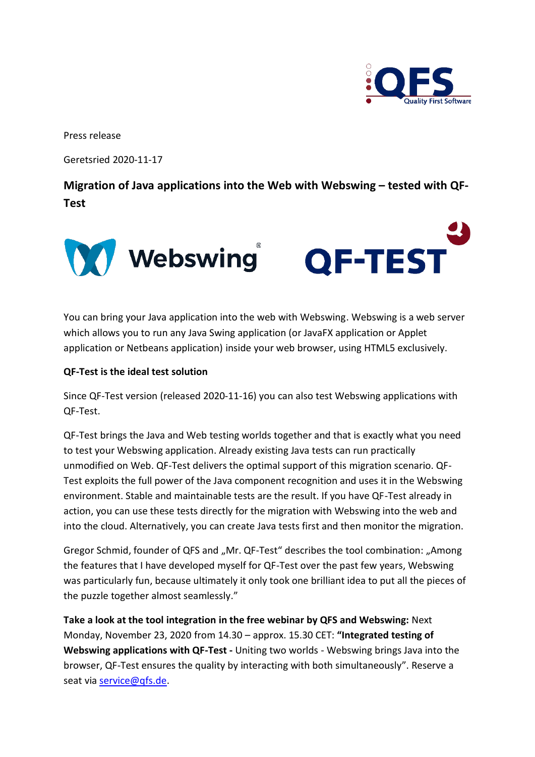Press release

Geretsried 2020-11-17

# Migration of Java applications into the Web with Webswing – tested with QF-Test

You can bring your Java application into the web with Webswing. Webswing is a web server which allows you to run any Java Swing application (or JavaFX application or Applet application or Netbeans application) inside your web browser, using HTML5 exclusively.

**QF-Test is the ideal test solution**

Since QF-Test version (released 2020-11-16) you can also test Webswing applications with QF-Test.

QF-Test brings the Java and Web testing worlds together and that is exactly what you need to test your Webswing application. Already existing Java tests can run practically unmodified on Web. QF-Test delivers the optimal support of this migration scenario. QF-Test exploits the full power of the Java component recognition and uses it in the Webswing environment. Stable and maintainable tests are the result. If you have QF-Test already in action, you can use these tests directly for the migration with Webswing into the web and into the cloud. Alternatively, you can create Java tests first and then monitor the migration.

Gregor Schmid, founder of QFS and „Mr. QF-Test" describes the tool combination: „Among the features that I have developed myself for QF-Test over the past few years, Webswing was particularly fun, because ultimately it only took one brilliant idea to put all the pieces of the puzzle together almost seamlessly."

**Take a look at the tool integration in the free webinar by QFS and Webswing:** Next Monday, November 23, 2020 from 14.30 – approx. 15.30 CET: **"Integrated testing of Webswing applications with QF-Test -** Uniting two worlds - Webswing brings Java into the browser, QF-Test ensures the quality by interacting with both simultaneously". Reserve a seat via service@qfs.de.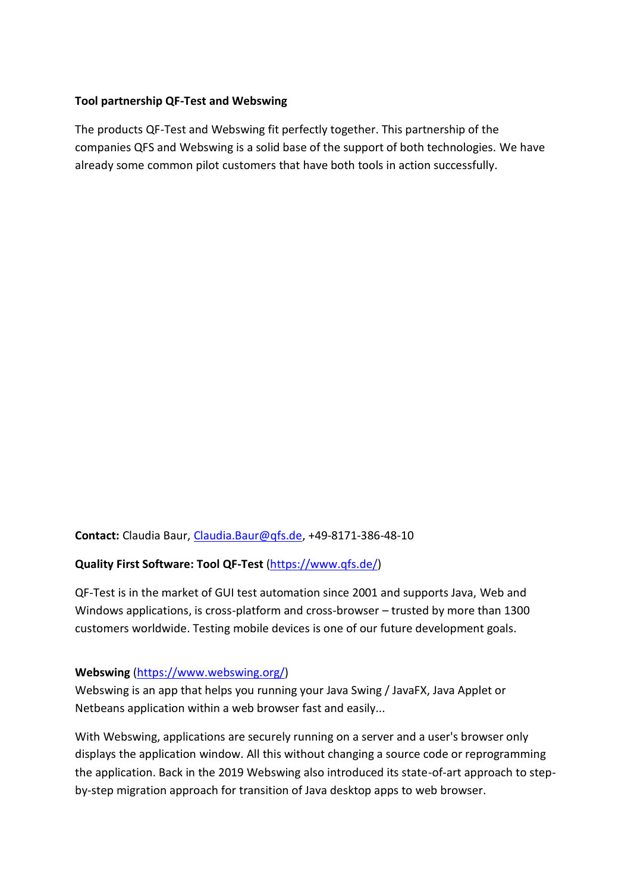**Tool partnership QF-Test and Webswing**

The products QF-Test and Webswing fit perfectly together. This partnership of the companies QFS and Webswing is a solid base of the support of both technologies. We have already some common pilot customers that have both tools in action successfully.

**Contact:** Claudia Baur, Claudia.Baur@qfs.de, +49-8171-386-48-10

**Quality First Software: Tool QF-Test** (https://www.qfs.de/)

QF-Test is in the market of GUI test automation since 2001 and supports Java, Web and Windows applications, is cross-platform and cross-browser – trusted by more than 1300 customers worldwide. Testing mobile devices is one of our future development goals.

**Webswing** (https://www.webswing.org/)
Webswing is an app that helps you running your Java Swing / JavaFX, Java Applet or Netbeans application within a web browser fast and easily...

With Webswing, applications are securely running on a server and a user's browser only displays the application window. All this without changing a source code or reprogramming the application. Back in the 2019 Webswing also introduced its state-of-art approach to step-by-step migration approach for transition of Java desktop apps to web browser.